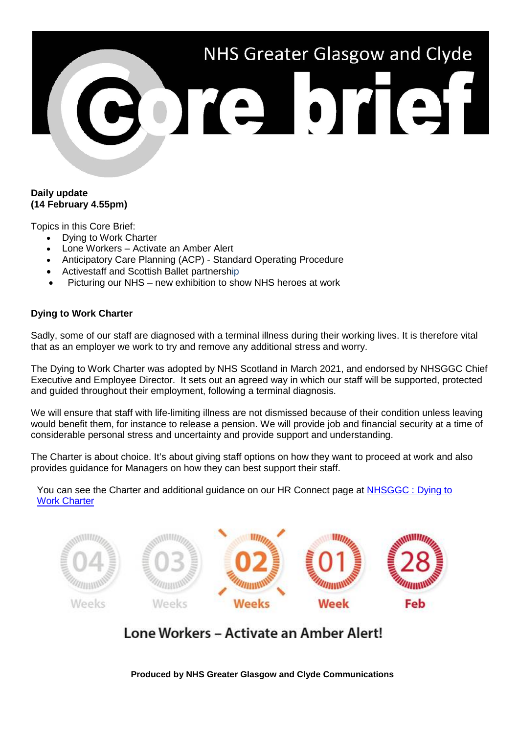# NHS Greater Glasgow and Clyde Core brief

**Daily update**
**(14 February 4.55pm)**

Topics in this Core Brief:

- Dying to Work Charter
- Lone Workers – Activate an Amber Alert
- Anticipatory Care Planning (ACP) - Standard Operating Procedure
- Activestaff and Scottish Ballet partnership
- Picturing our NHS – new exhibition to show NHS heroes at work

**Dying to Work Charter**

Sadly, some of our staff are diagnosed with a terminal illness during their working lives. It is therefore vital that as an employer we work to try and remove any additional stress and worry.

The Dying to Work Charter was adopted by NHS Scotland in March 2021, and endorsed by NHSGGC Chief Executive and Employee Director. It sets out an agreed way in which our staff will be supported, protected and guided throughout their employment, following a terminal diagnosis.

We will ensure that staff with life-limiting illness are not dismissed because of their condition unless leaving would benefit them, for instance to release a pension. We will provide job and financial security at a time of considerable personal stress and uncertainty and provide support and understanding.

The Charter is about choice. It's about giving staff options on how they want to proceed at work and also provides guidance for Managers on how they can best support their staff.

You can see the Charter and additional guidance on our HR Connect page at NHSGGC : Dying to Work Charter

04 Weeks | 03 Weeks | 02 Weeks | 01 Week | 28 Feb

Lone Workers – Activate an Amber Alert!

**Produced by NHS Greater Glasgow and Clyde Communications**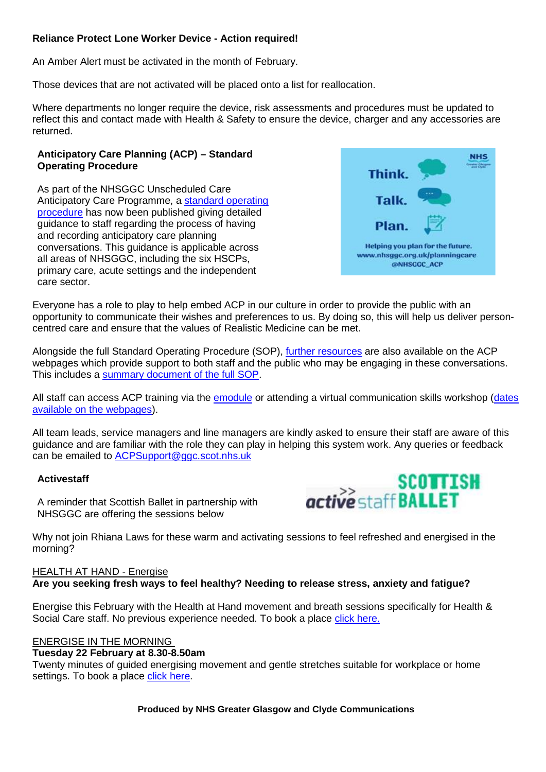**Reliance Protect Lone Worker Device - Action required!**

An Amber Alert must be activated in the month of February.

Those devices that are not activated will be placed onto a list for reallocation.

Where departments no longer require the device, risk assessments and procedures must be updated to reflect this and contact made with Health & Safety to ensure the device, charger and any accessories are returned.

**Anticipatory Care Planning (ACP) – Standard Operating Procedure**

As part of the NHSGGC Unscheduled Care Anticipatory Care Programme, a standard operating procedure has now been published giving detailed guidance to staff regarding the process of having and recording anticipatory care planning conversations. This guidance is applicable across all areas of NHSGGC, including the six HSCPs, primary care, acute settings and the independent care sector.

Everyone has a role to play to help embed ACP in our culture in order to provide the public with an opportunity to communicate their wishes and preferences to us. By doing so, this will help us deliver person-centred care and ensure that the values of Realistic Medicine can be met.

Alongside the full Standard Operating Procedure (SOP), further resources are also available on the ACP webpages which provide support to both staff and the public who may be engaging in these conversations. This includes a summary document of the full SOP.

All staff can access ACP training via the emodule or attending a virtual communication skills workshop (dates available on the webpages).

All team leads, service managers and line managers are kindly asked to ensure their staff are aware of this guidance and are familiar with the role they can play in helping this system work. Any queries or feedback can be emailed to ACPSupport@ggc.scot.nhs.uk

**Activestaff**

A reminder that Scottish Ballet in partnership with NHSGGC are offering the sessions below

Why not join Rhiana Laws for these warm and activating sessions to feel refreshed and energised in the morning?

HEALTH AT HAND - Energise

**Are you seeking fresh ways to feel healthy? Needing to release stress, anxiety and fatigue?**

Energise this February with the Health at Hand movement and breath sessions specifically for Health & Social Care staff. No previous experience needed. To book a place click here.

ENERGISE IN THE MORNING

**Tuesday 22 February at 8.30-8.50am**

Twenty minutes of guided energising movement and gentle stretches suitable for workplace or home settings. To book a place click here.

**Produced by NHS Greater Glasgow and Clyde Communications**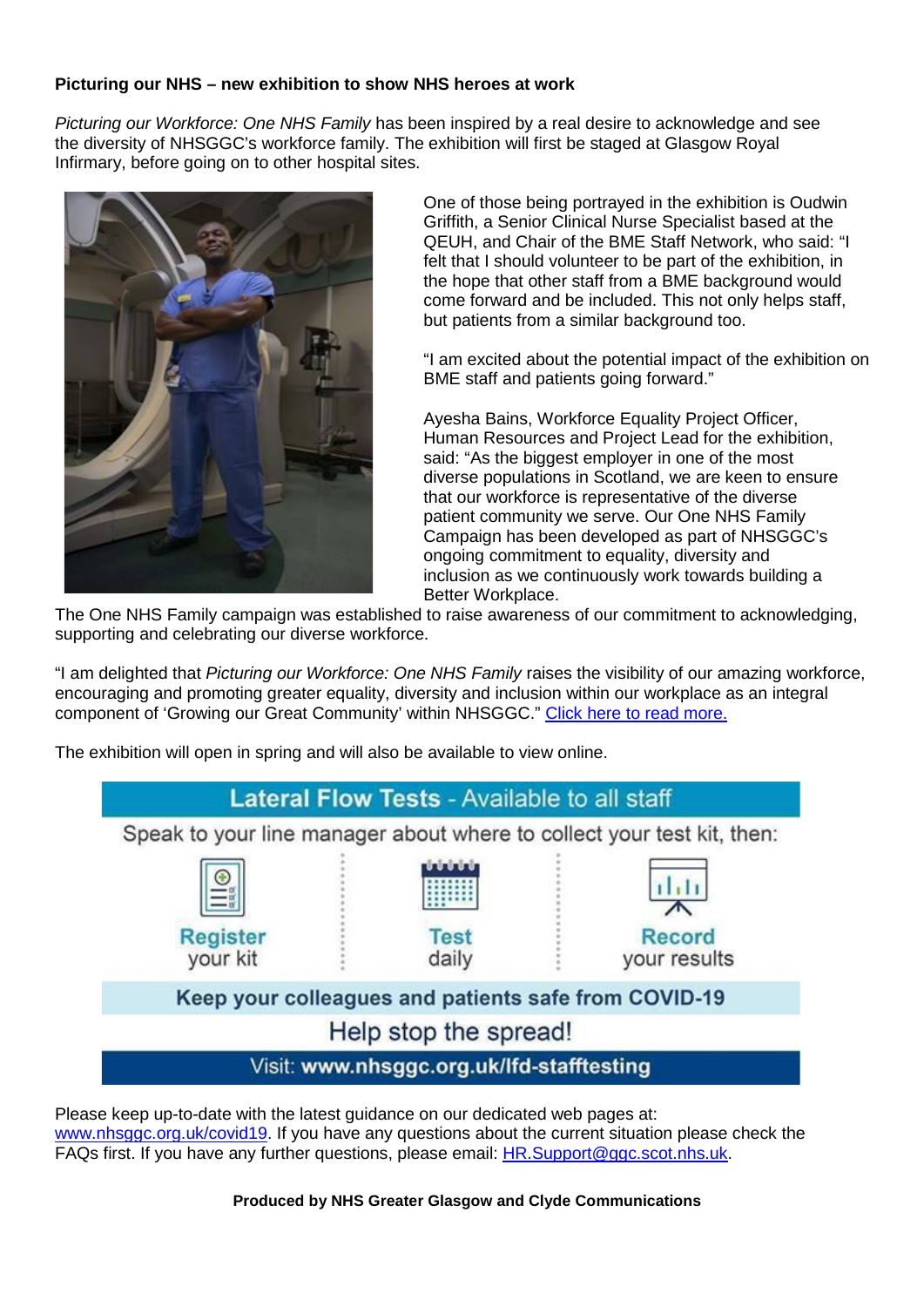**Picturing our NHS – new exhibition to show NHS heroes at work**

*Picturing our Workforce: One NHS Family* has been inspired by a real desire to acknowledge and see the diversity of NHSGGC's workforce family. The exhibition will first be staged at Glasgow Royal Infirmary, before going on to other hospital sites.

One of those being portrayed in the exhibition is Oudwin Griffith, a Senior Clinical Nurse Specialist based at the QEUH, and Chair of the BME Staff Network, who said: "I felt that I should volunteer to be part of the exhibition, in the hope that other staff from a BME background would come forward and be included. This not only helps staff, but patients from a similar background too.

"I am excited about the potential impact of the exhibition on BME staff and patients going forward."

Ayesha Bains, Workforce Equality Project Officer, Human Resources and Project Lead for the exhibition, said: "As the biggest employer in one of the most diverse populations in Scotland, we are keen to ensure that our workforce is representative of the diverse patient community we serve. Our One NHS Family Campaign has been developed as part of NHSGGC's ongoing commitment to equality, diversity and inclusion as we continuously work towards building a Better Workplace.

The One NHS Family campaign was established to raise awareness of our commitment to acknowledging, supporting and celebrating our diverse workforce.

"I am delighted that *Picturing our Workforce: One NHS Family* raises the visibility of our amazing workforce, encouraging and promoting greater equality, diversity and inclusion within our workplace as an integral component of 'Growing our Great Community' within NHSGGC." [Click here to read more.]

The exhibition will open in spring and will also be available to view online.

**Lateral Flow Tests** - Available to all staff

Speak to your line manager about where to collect your test kit, then:

**Register** your kit | **Test** daily | **Record** your results

**Keep your colleagues and patients safe from COVID-19**

Help stop the spread!

Visit: **www.nhsggc.org.uk/lfd-stafftesting**

Please keep up-to-date with the latest guidance on our dedicated web pages at: www.nhsggc.org.uk/covid19. If you have any questions about the current situation please check the FAQs first. If you have any further questions, please email: HR.Support@ggc.scot.nhs.uk.

**Produced by NHS Greater Glasgow and Clyde Communications**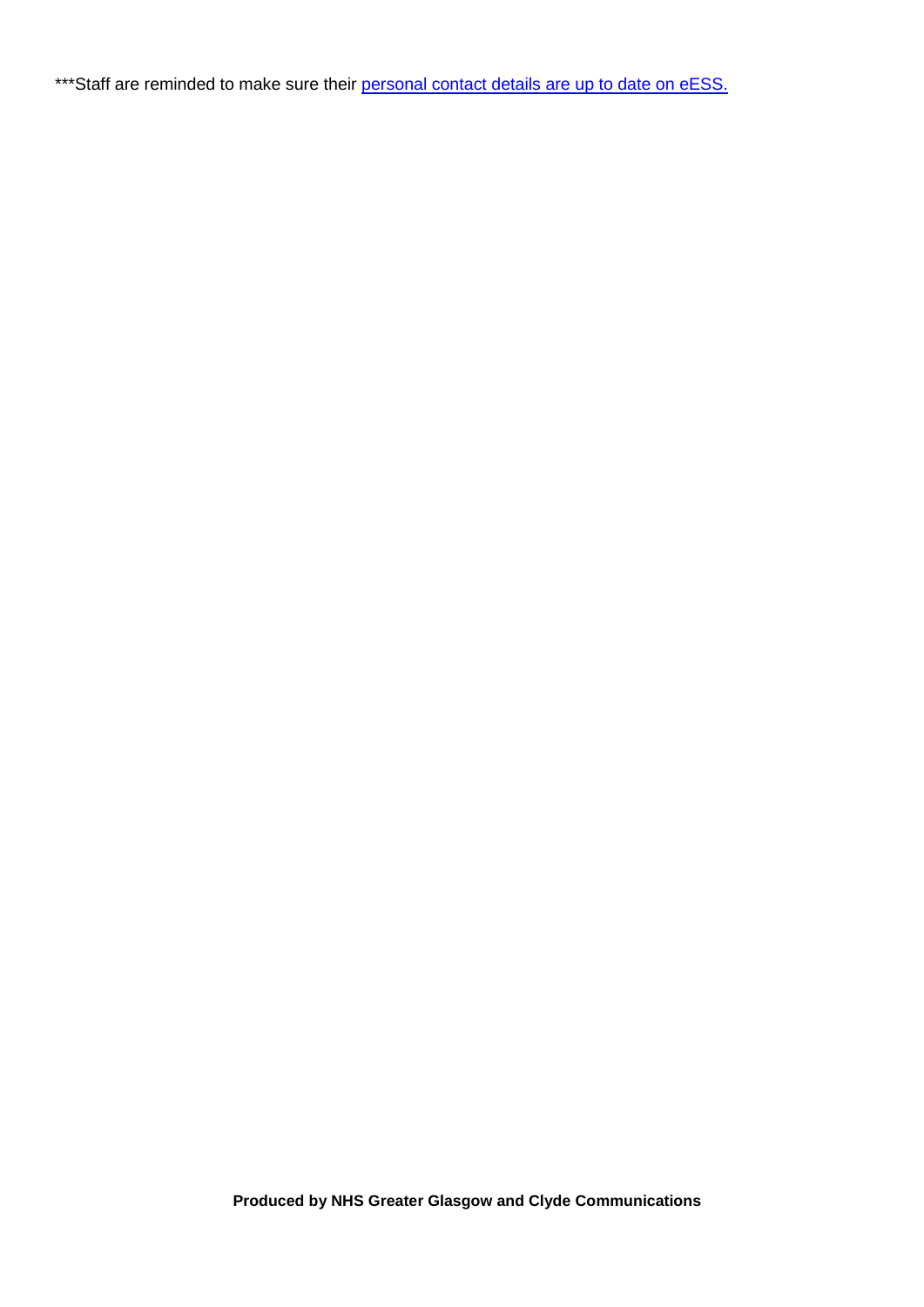***Staff are reminded to make sure their personal contact details are up to date on eESS.

**Produced by NHS Greater Glasgow and Clyde Communications**